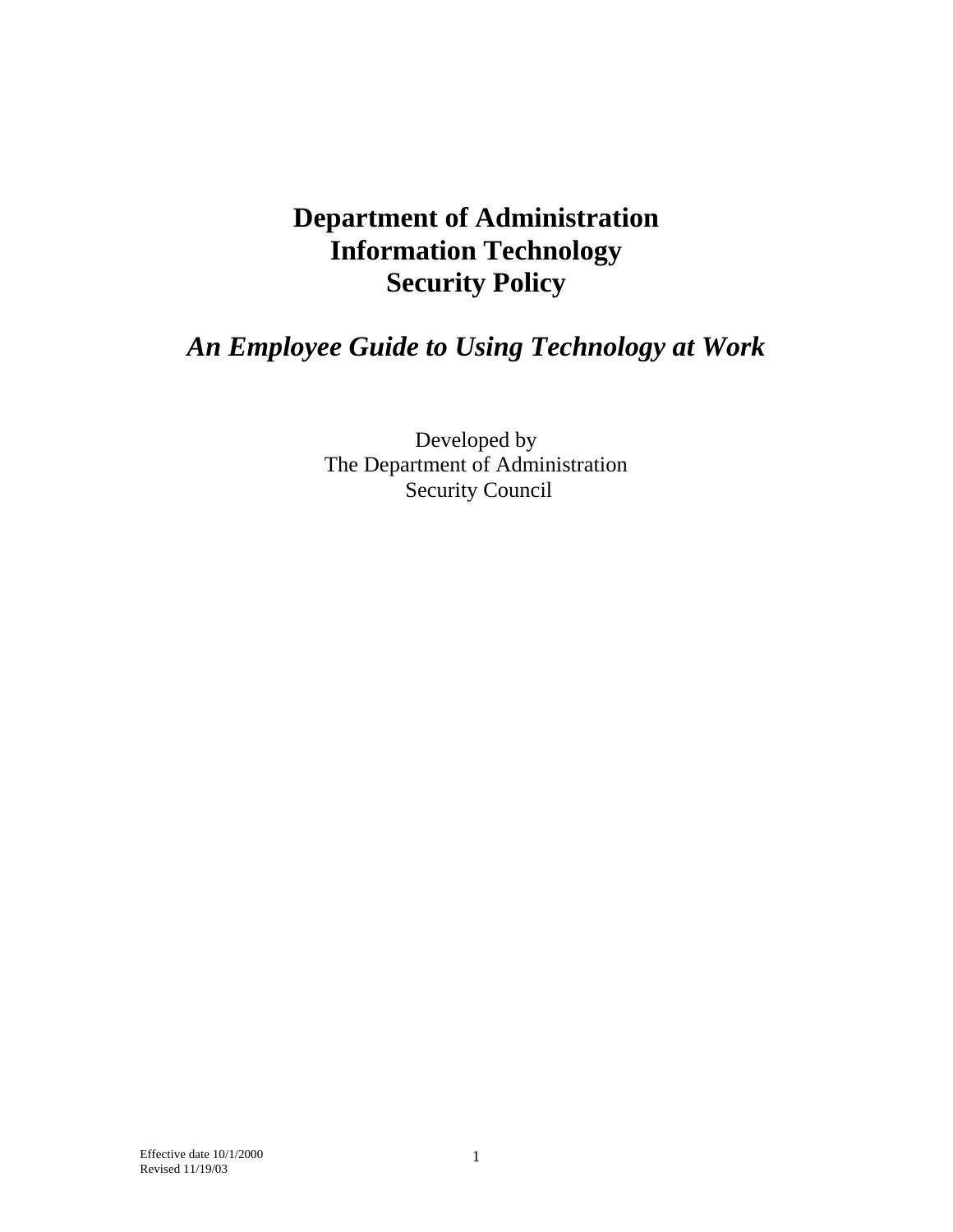# Department of Administration Information Technology Security Policy

## *An Employee Guide to Using Technology at Work*

Developed by
The Department of Administration
Security Council

Effective date 10/1/2000
Revised 11/19/03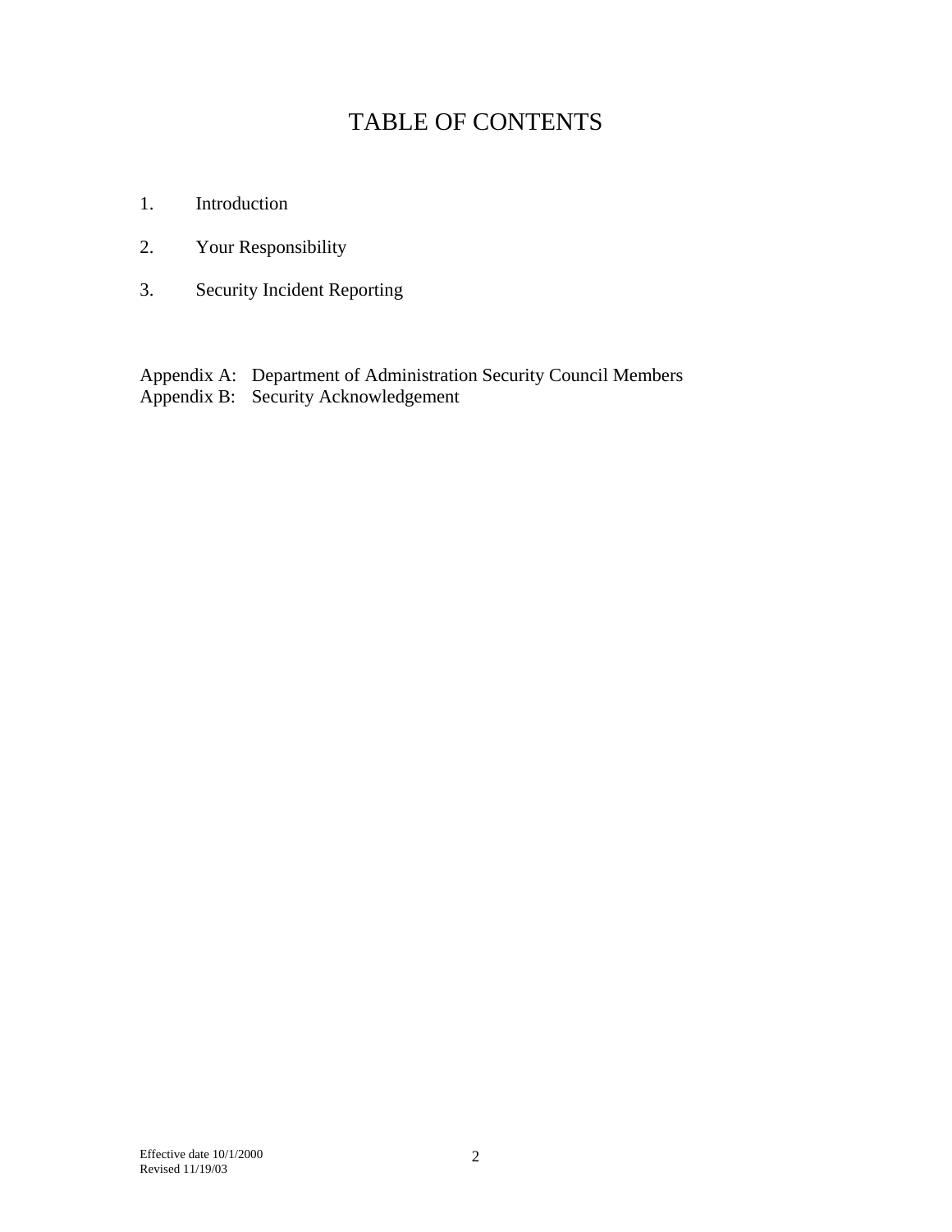# TABLE OF CONTENTS

1. Introduction
2. Your Responsibility
3. Security Incident Reporting

Appendix A: Department of Administration Security Council Members
Appendix B: Security Acknowledgement

Effective date 10/1/2000
Revised 11/19/03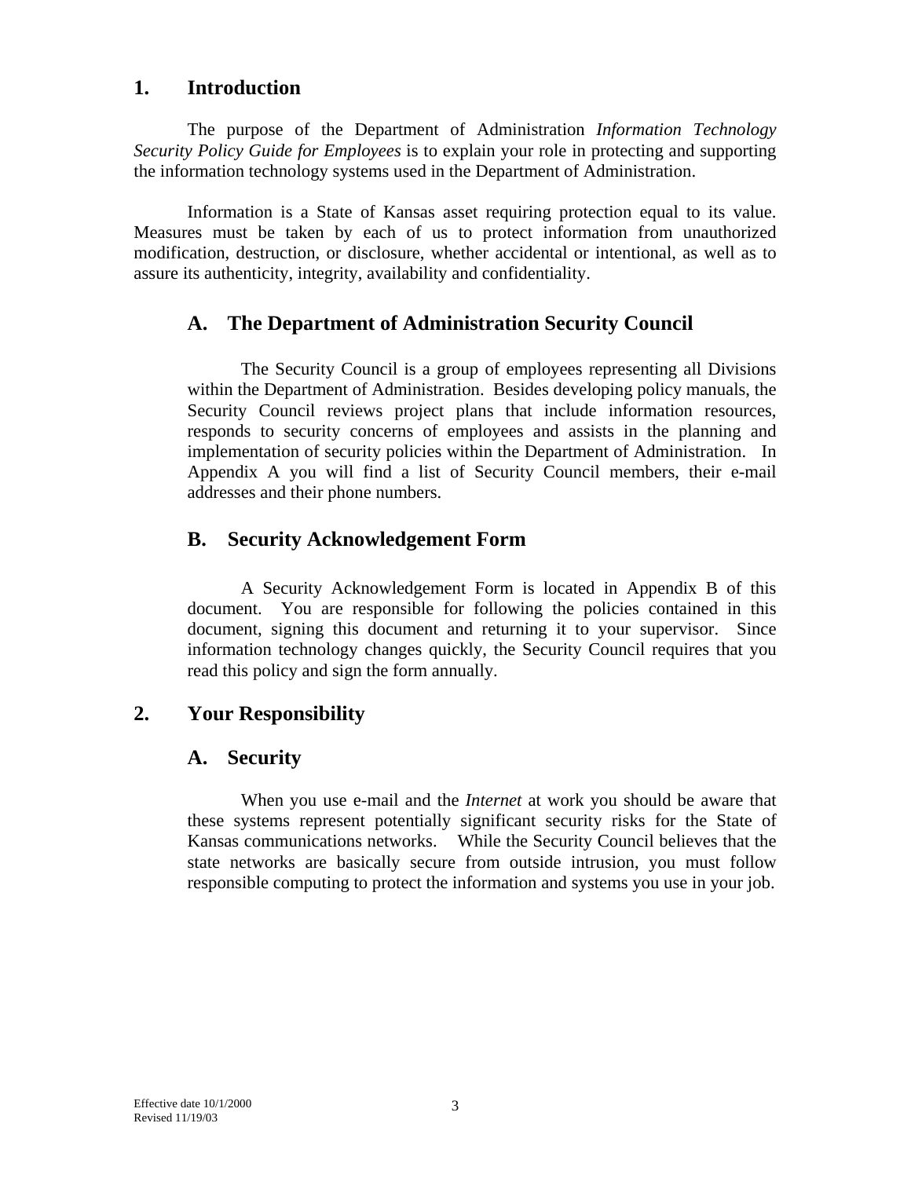## 1. Introduction

The purpose of the Department of Administration *Information Technology Security Policy Guide for Employees* is to explain your role in protecting and supporting the information technology systems used in the Department of Administration.

Information is a State of Kansas asset requiring protection equal to its value. Measures must be taken by each of us to protect information from unauthorized modification, destruction, or disclosure, whether accidental or intentional, as well as to assure its authenticity, integrity, availability and confidentiality.

### A. The Department of Administration Security Council

The Security Council is a group of employees representing all Divisions within the Department of Administration. Besides developing policy manuals, the Security Council reviews project plans that include information resources, responds to security concerns of employees and assists in the planning and implementation of security policies within the Department of Administration. In Appendix A you will find a list of Security Council members, their e-mail addresses and their phone numbers.

### B. Security Acknowledgement Form

A Security Acknowledgement Form is located in Appendix B of this document. You are responsible for following the policies contained in this document, signing this document and returning it to your supervisor. Since information technology changes quickly, the Security Council requires that you read this policy and sign the form annually.

## 2. Your Responsibility

### A. Security

When you use e-mail and the *Internet* at work you should be aware that these systems represent potentially significant security risks for the State of Kansas communications networks. While the Security Council believes that the state networks are basically secure from outside intrusion, you must follow responsible computing to protect the information and systems you use in your job.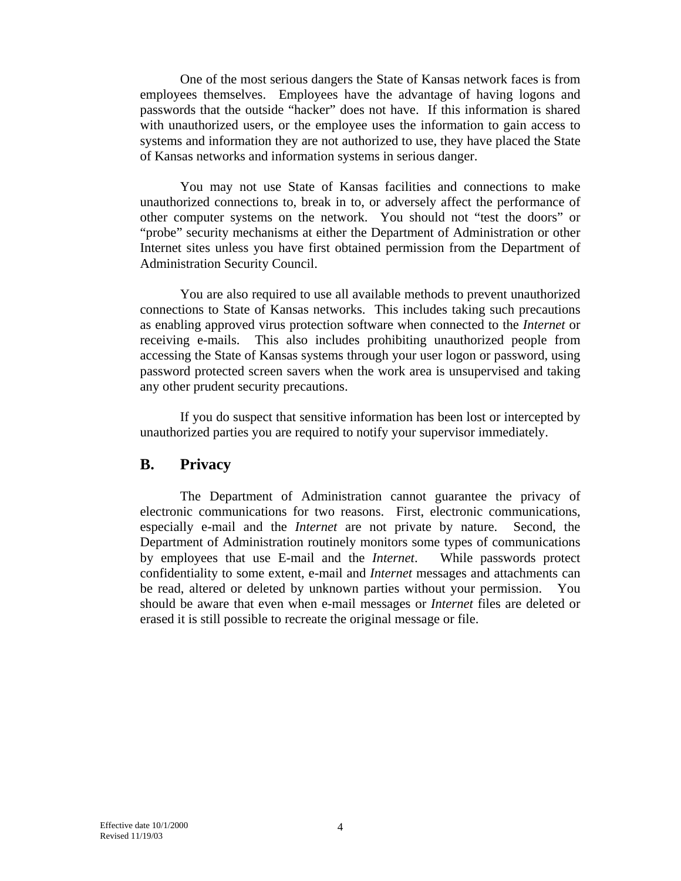One of the most serious dangers the State of Kansas network faces is from employees themselves. Employees have the advantage of having logons and passwords that the outside "hacker" does not have. If this information is shared with unauthorized users, or the employee uses the information to gain access to systems and information they are not authorized to use, they have placed the State of Kansas networks and information systems in serious danger.

You may not use State of Kansas facilities and connections to make unauthorized connections to, break in to, or adversely affect the performance of other computer systems on the network. You should not "test the doors" or "probe" security mechanisms at either the Department of Administration or other Internet sites unless you have first obtained permission from the Department of Administration Security Council.

You are also required to use all available methods to prevent unauthorized connections to State of Kansas networks. This includes taking such precautions as enabling approved virus protection software when connected to the *Internet* or receiving e-mails. This also includes prohibiting unauthorized people from accessing the State of Kansas systems through your user logon or password, using password protected screen savers when the work area is unsupervised and taking any other prudent security precautions.

If you do suspect that sensitive information has been lost or intercepted by unauthorized parties you are required to notify your supervisor immediately.

## B. Privacy

The Department of Administration cannot guarantee the privacy of electronic communications for two reasons. First, electronic communications, especially e-mail and the *Internet* are not private by nature. Second, the Department of Administration routinely monitors some types of communications by employees that use E-mail and the *Internet*. While passwords protect confidentiality to some extent, e-mail and *Internet* messages and attachments can be read, altered or deleted by unknown parties without your permission. You should be aware that even when e-mail messages or *Internet* files are deleted or erased it is still possible to recreate the original message or file.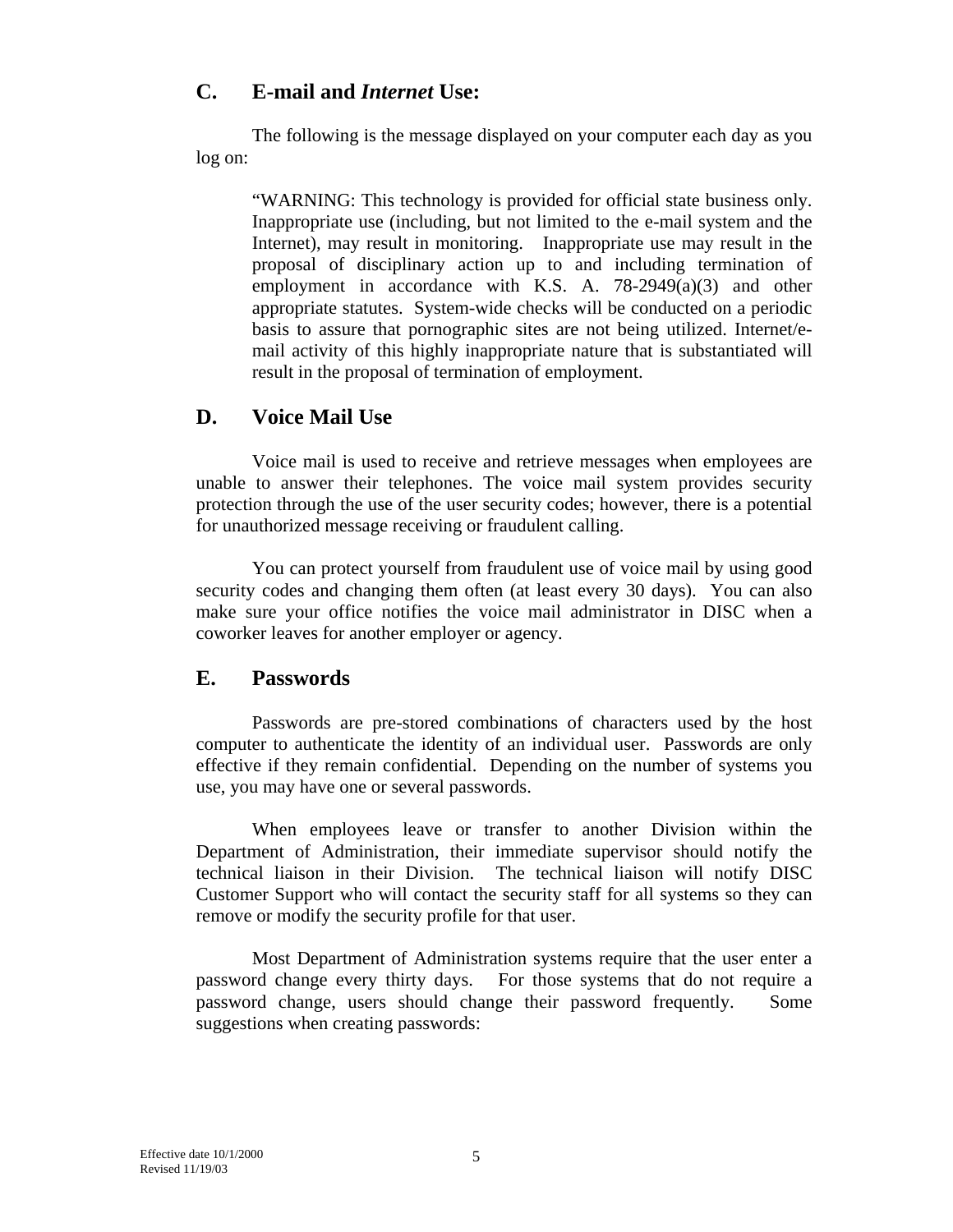## C. E-mail and *Internet* Use:

The following is the message displayed on your computer each day as you log on:

> "WARNING: This technology is provided for official state business only. Inappropriate use (including, but not limited to the e-mail system and the Internet), may result in monitoring. Inappropriate use may result in the proposal of disciplinary action up to and including termination of employment in accordance with K.S. A. 78-2949(a)(3) and other appropriate statutes. System-wide checks will be conducted on a periodic basis to assure that pornographic sites are not being utilized. Internet/e-mail activity of this highly inappropriate nature that is substantiated will result in the proposal of termination of employment.

## D. Voice Mail Use

Voice mail is used to receive and retrieve messages when employees are unable to answer their telephones. The voice mail system provides security protection through the use of the user security codes; however, there is a potential for unauthorized message receiving or fraudulent calling.

You can protect yourself from fraudulent use of voice mail by using good security codes and changing them often (at least every 30 days). You can also make sure your office notifies the voice mail administrator in DISC when a coworker leaves for another employer or agency.

## E. Passwords

Passwords are pre-stored combinations of characters used by the host computer to authenticate the identity of an individual user. Passwords are only effective if they remain confidential. Depending on the number of systems you use, you may have one or several passwords.

When employees leave or transfer to another Division within the Department of Administration, their immediate supervisor should notify the technical liaison in their Division. The technical liaison will notify DISC Customer Support who will contact the security staff for all systems so they can remove or modify the security profile for that user.

Most Department of Administration systems require that the user enter a password change every thirty days. For those systems that do not require a password change, users should change their password frequently. Some suggestions when creating passwords: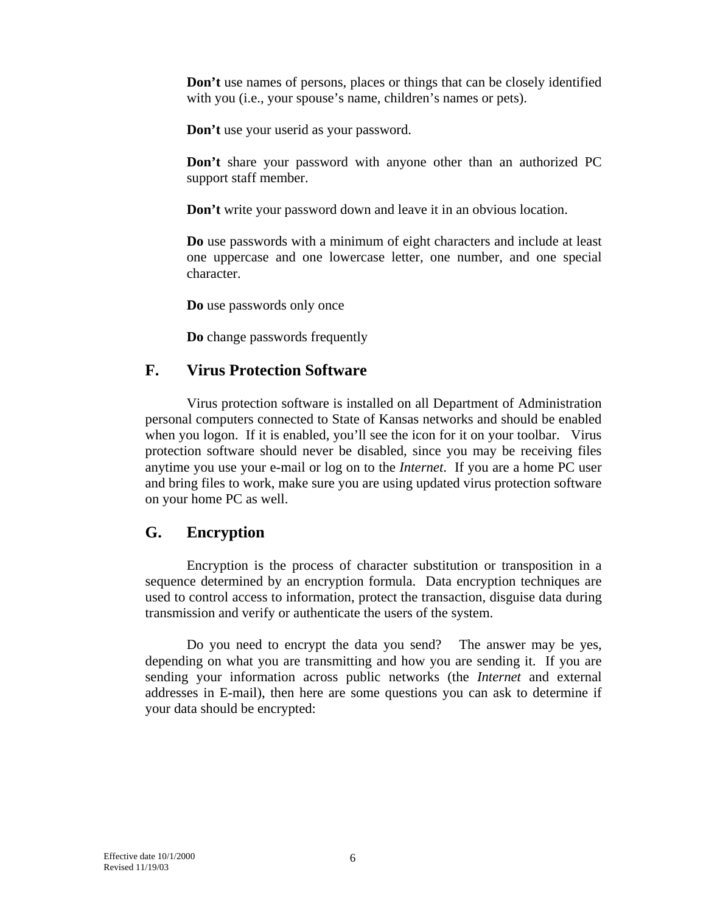**Don't** use names of persons, places or things that can be closely identified with you (i.e., your spouse's name, children's names or pets).

**Don't** use your userid as your password.

**Don't** share your password with anyone other than an authorized PC support staff member.

**Don't** write your password down and leave it in an obvious location.

**Do** use passwords with a minimum of eight characters and include at least one uppercase and one lowercase letter, one number, and one special character.

**Do** use passwords only once

**Do** change passwords frequently

## F. Virus Protection Software

Virus protection software is installed on all Department of Administration personal computers connected to State of Kansas networks and should be enabled when you logon. If it is enabled, you'll see the icon for it on your toolbar. Virus protection software should never be disabled, since you may be receiving files anytime you use your e-mail or log on to the *Internet*. If you are a home PC user and bring files to work, make sure you are using updated virus protection software on your home PC as well.

## G. Encryption

Encryption is the process of character substitution or transposition in a sequence determined by an encryption formula. Data encryption techniques are used to control access to information, protect the transaction, disguise data during transmission and verify or authenticate the users of the system.

Do you need to encrypt the data you send? The answer may be yes, depending on what you are transmitting and how you are sending it. If you are sending your information across public networks (the *Internet* and external addresses in E-mail), then here are some questions you can ask to determine if your data should be encrypted:

Effective date 10/1/2000
Revised 11/19/03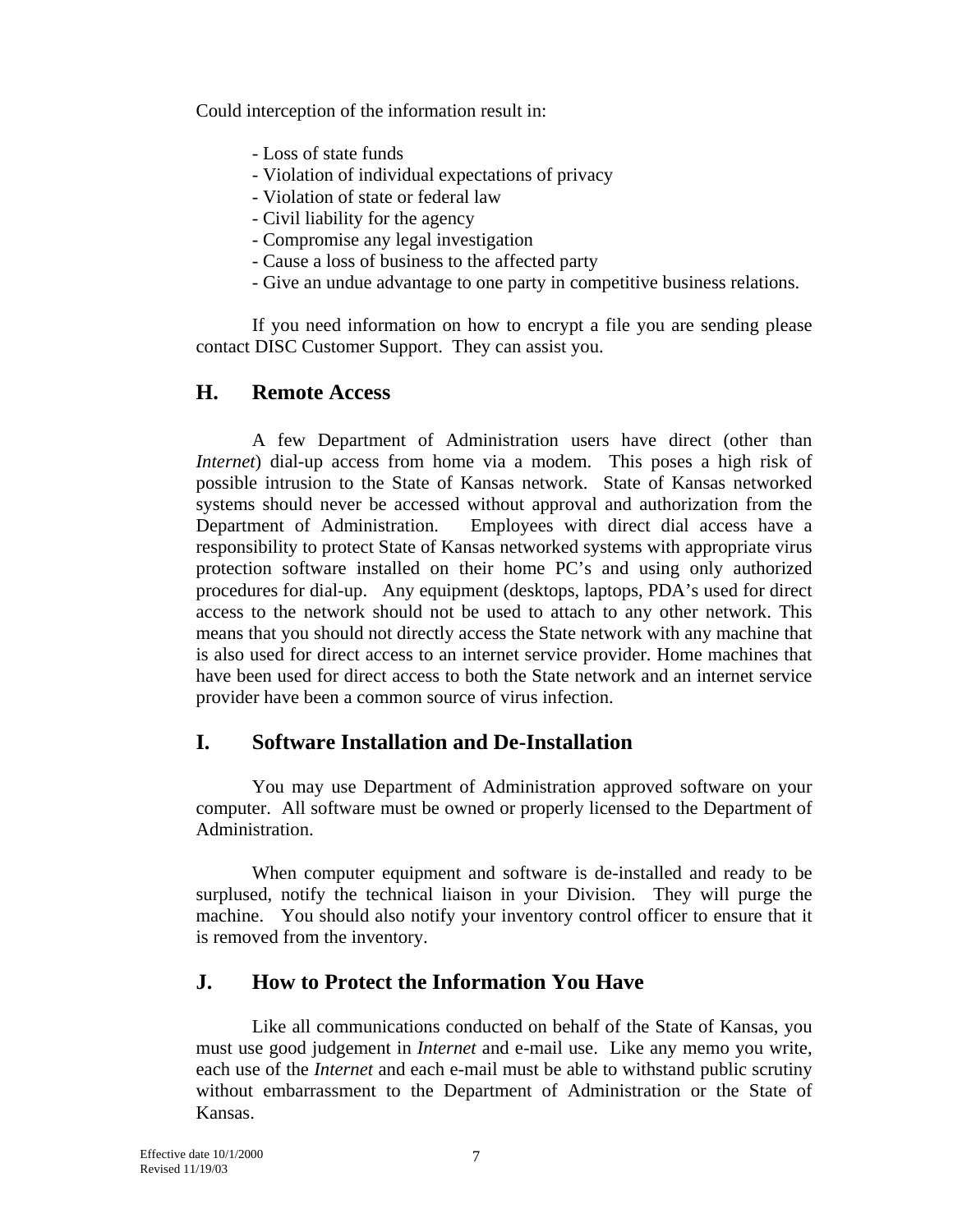Could interception of the information result in:

- Loss of state funds
- Violation of individual expectations of privacy
- Violation of state or federal law
- Civil liability for the agency
- Compromise any legal investigation
- Cause a loss of business to the affected party
- Give an undue advantage to one party in competitive business relations.

If you need information on how to encrypt a file you are sending please contact DISC Customer Support. They can assist you.

## H. Remote Access

A few Department of Administration users have direct (other than *Internet*) dial-up access from home via a modem. This poses a high risk of possible intrusion to the State of Kansas network. State of Kansas networked systems should never be accessed without approval and authorization from the Department of Administration. Employees with direct dial access have a responsibility to protect State of Kansas networked systems with appropriate virus protection software installed on their home PC's and using only authorized procedures for dial-up. Any equipment (desktops, laptops, PDA's used for direct access to the network should not be used to attach to any other network. This means that you should not directly access the State network with any machine that is also used for direct access to an internet service provider. Home machines that have been used for direct access to both the State network and an internet service provider have been a common source of virus infection.

## I. Software Installation and De-Installation

You may use Department of Administration approved software on your computer. All software must be owned or properly licensed to the Department of Administration.

When computer equipment and software is de-installed and ready to be surplused, notify the technical liaison in your Division. They will purge the machine. You should also notify your inventory control officer to ensure that it is removed from the inventory.

## J. How to Protect the Information You Have

Like all communications conducted on behalf of the State of Kansas, you must use good judgement in *Internet* and e-mail use. Like any memo you write, each use of the *Internet* and each e-mail must be able to withstand public scrutiny without embarrassment to the Department of Administration or the State of Kansas.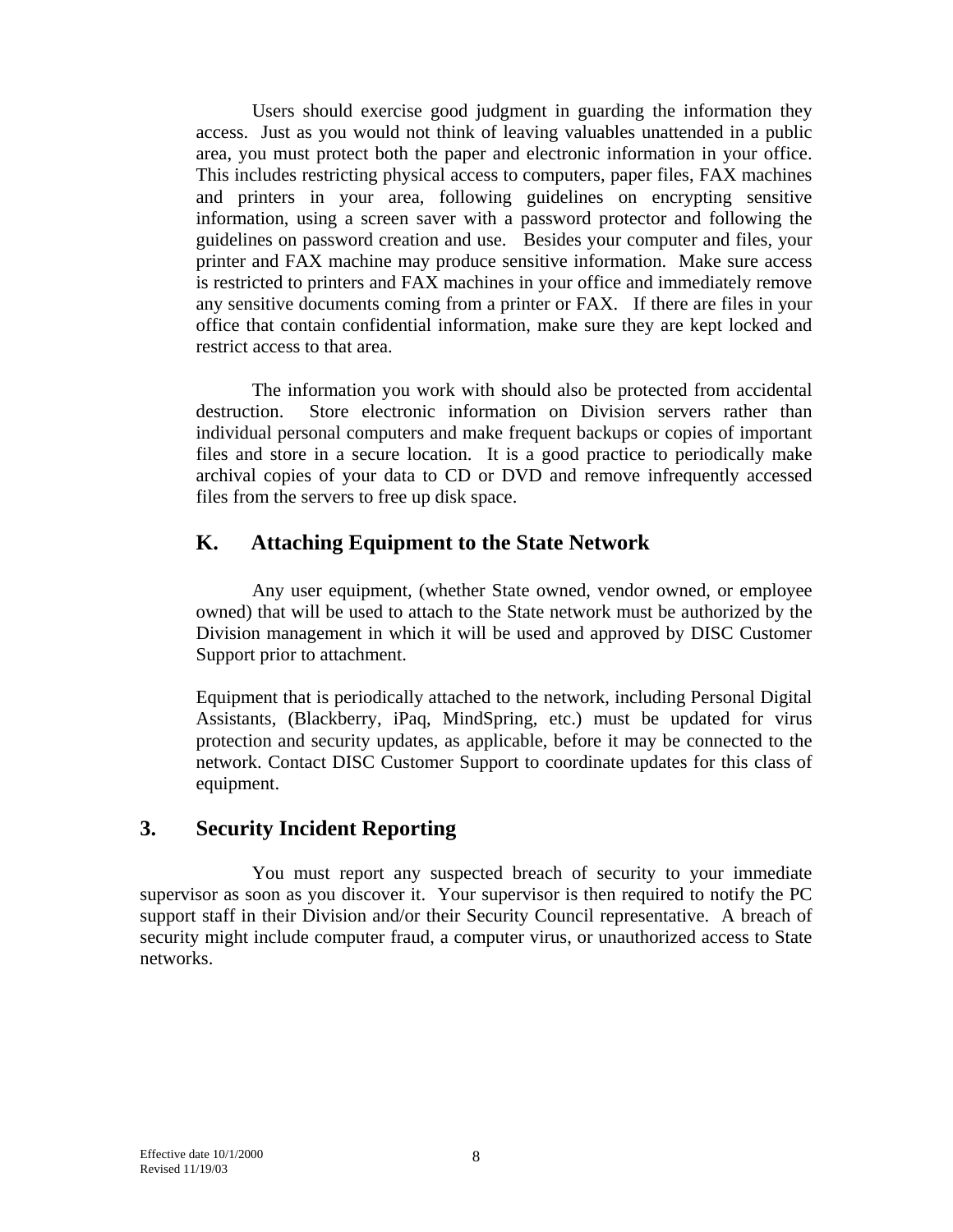Users should exercise good judgment in guarding the information they access. Just as you would not think of leaving valuables unattended in a public area, you must protect both the paper and electronic information in your office. This includes restricting physical access to computers, paper files, FAX machines and printers in your area, following guidelines on encrypting sensitive information, using a screen saver with a password protector and following the guidelines on password creation and use. Besides your computer and files, your printer and FAX machine may produce sensitive information. Make sure access is restricted to printers and FAX machines in your office and immediately remove any sensitive documents coming from a printer or FAX. If there are files in your office that contain confidential information, make sure they are kept locked and restrict access to that area.

The information you work with should also be protected from accidental destruction. Store electronic information on Division servers rather than individual personal computers and make frequent backups or copies of important files and store in a secure location. It is a good practice to periodically make archival copies of your data to CD or DVD and remove infrequently accessed files from the servers to free up disk space.

### K. Attaching Equipment to the State Network

Any user equipment, (whether State owned, vendor owned, or employee owned) that will be used to attach to the State network must be authorized by the Division management in which it will be used and approved by DISC Customer Support prior to attachment.

Equipment that is periodically attached to the network, including Personal Digital Assistants, (Blackberry, iPaq, MindSpring, etc.) must be updated for virus protection and security updates, as applicable, before it may be connected to the network. Contact DISC Customer Support to coordinate updates for this class of equipment.

## 3. Security Incident Reporting

You must report any suspected breach of security to your immediate supervisor as soon as you discover it. Your supervisor is then required to notify the PC support staff in their Division and/or their Security Council representative. A breach of security might include computer fraud, a computer virus, or unauthorized access to State networks.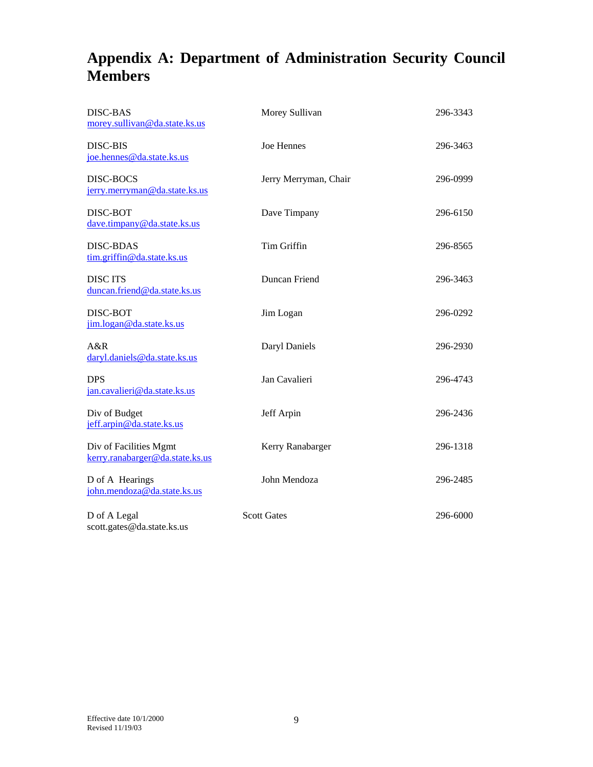# Appendix A: Department of Administration Security Council Members

| Division / Email | Name | Phone |
|---|---|---|
| DISC-BAS<br>morey.sullivan@da.state.ks.us | Morey Sullivan | 296-3343 |
| DISC-BIS<br>joe.hennes@da.state.ks.us | Joe Hennes | 296-3463 |
| DISC-BOCS<br>jerry.merryman@da.state.ks.us | Jerry Merryman, Chair | 296-0999 |
| DISC-BOT<br>dave.timpany@da.state.ks.us | Dave Timpany | 296-6150 |
| DISC-BDAS<br>tim.griffin@da.state.ks.us | Tim Griffin | 296-8565 |
| DISC ITS<br>duncan.friend@da.state.ks.us | Duncan Friend | 296-3463 |
| DISC-BOT<br>jim.logan@da.state.ks.us | Jim Logan | 296-0292 |
| A&R<br>daryl.daniels@da.state.ks.us | Daryl Daniels | 296-2930 |
| DPS<br>jan.cavalieri@da.state.ks.us | Jan Cavalieri | 296-4743 |
| Div of Budget<br>jeff.arpin@da.state.ks.us | Jeff Arpin | 296-2436 |
| Div of Facilities Mgmt<br>kerry.ranabarger@da.state.ks.us | Kerry Ranabarger | 296-1318 |
| D of A Hearings<br>john.mendoza@da.state.ks.us | John Mendoza | 296-2485 |
| D of A Legal<br>scott.gates@da.state.ks.us | Scott Gates | 296-6000 |

Effective date 10/1/2000
Revised 11/19/03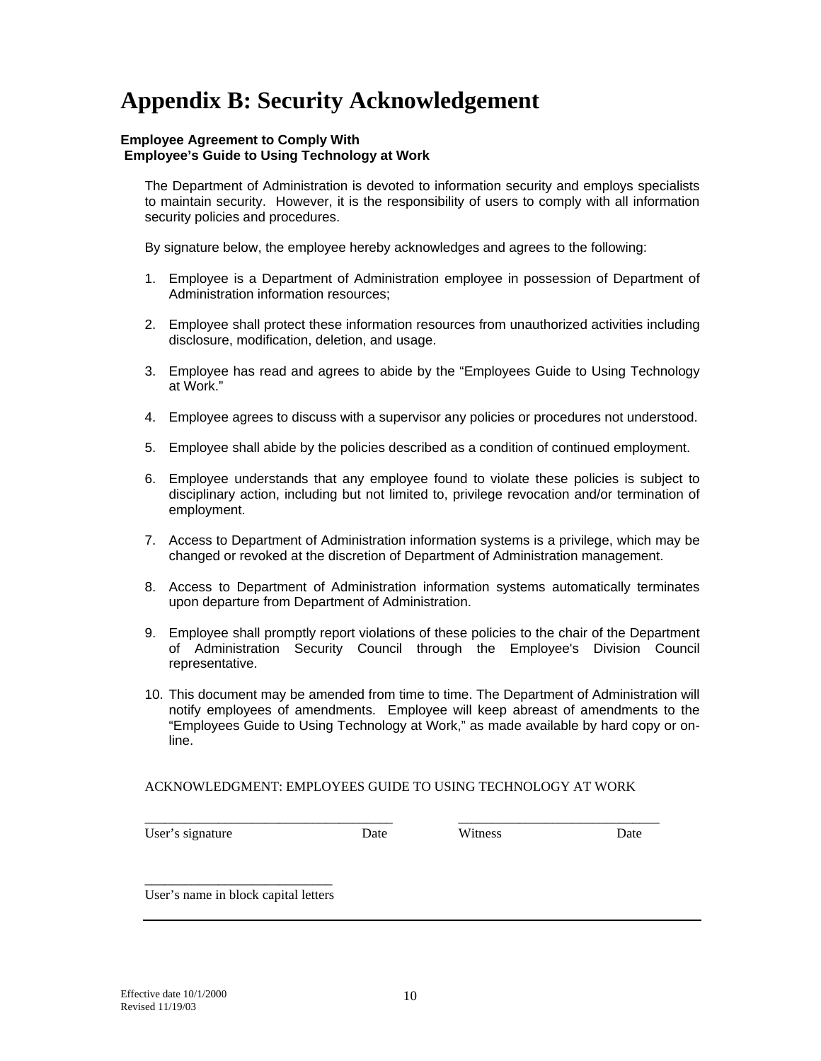# Appendix B: Security Acknowledgement

**Employee Agreement to Comply With**
**Employee's Guide to Using Technology at Work**

The Department of Administration is devoted to information security and employs specialists to maintain security. However, it is the responsibility of users to comply with all information security policies and procedures.

By signature below, the employee hereby acknowledges and agrees to the following:

1. Employee is a Department of Administration employee in possession of Department of Administration information resources;

2. Employee shall protect these information resources from unauthorized activities including disclosure, modification, deletion, and usage.

3. Employee has read and agrees to abide by the "Employees Guide to Using Technology at Work."

4. Employee agrees to discuss with a supervisor any policies or procedures not understood.

5. Employee shall abide by the policies described as a condition of continued employment.

6. Employee understands that any employee found to violate these policies is subject to disciplinary action, including but not limited to, privilege revocation and/or termination of employment.

7. Access to Department of Administration information systems is a privilege, which may be changed or revoked at the discretion of Department of Administration management.

8. Access to Department of Administration information systems automatically terminates upon departure from Department of Administration.

9. Employee shall promptly report violations of these policies to the chair of the Department of Administration Security Council through the Employee's Division Council representative.

10. This document may be amended from time to time. The Department of Administration will notify employees of amendments. Employee will keep abreast of amendments to the "Employees Guide to Using Technology at Work," as made available by hard copy or on-line.

ACKNOWLEDGMENT: EMPLOYEES GUIDE TO USING TECHNOLOGY AT WORK

_____________________________________ &nbsp;&nbsp;&nbsp;&nbsp; ______________________________

User's signature &nbsp;&nbsp;&nbsp;&nbsp;&nbsp;&nbsp;&nbsp;&nbsp; Date &nbsp;&nbsp;&nbsp;&nbsp;&nbsp;&nbsp;&nbsp;&nbsp; Witness &nbsp;&nbsp;&nbsp;&nbsp;&nbsp;&nbsp;&nbsp;&nbsp; Date

____________________________

User's name in block capital letters

Effective date 10/1/2000
Revised 11/19/03